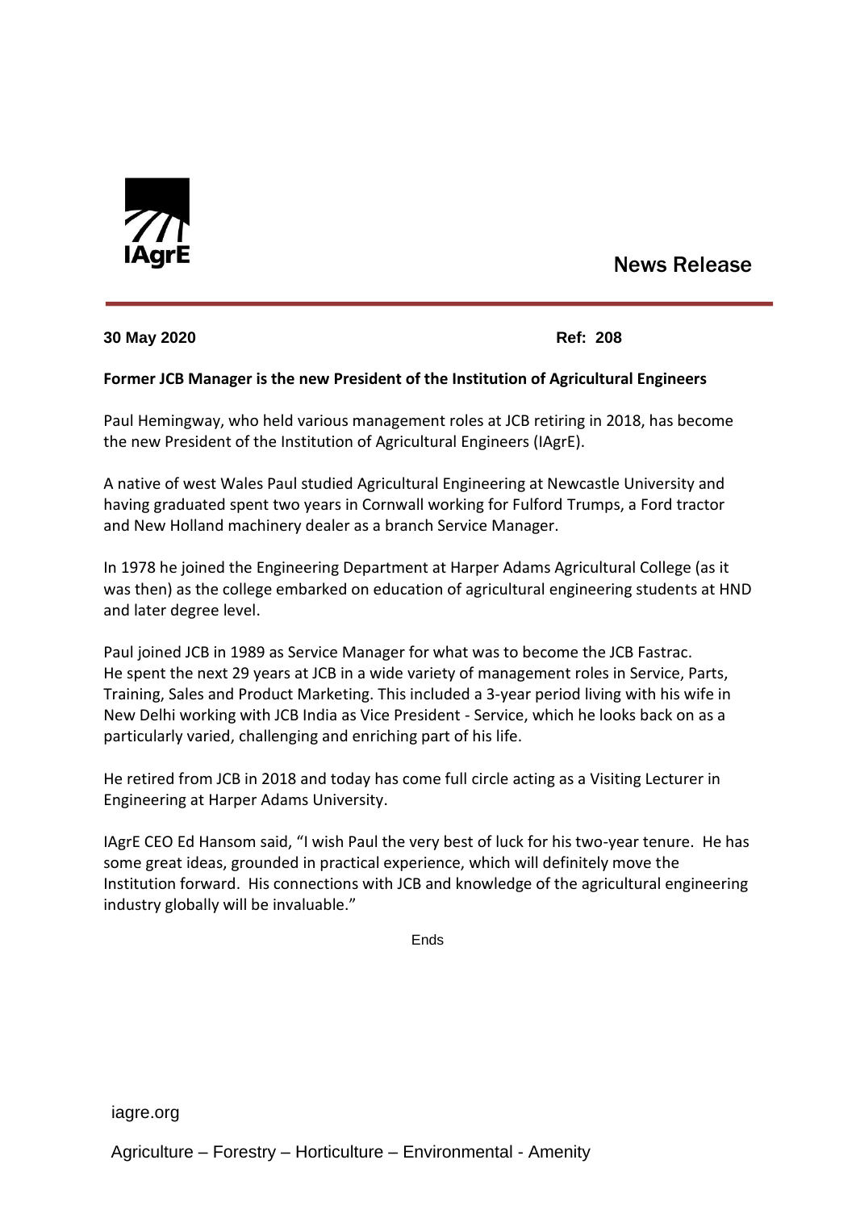IAgrE

News Release

**30 May 2020** **Ref: 208**

**Former JCB Manager is the new President of the Institution of Agricultural Engineers**

Paul Hemingway, who held various management roles at JCB retiring in 2018, has become the new President of the Institution of Agricultural Engineers (IAgrE).

A native of west Wales Paul studied Agricultural Engineering at Newcastle University and having graduated spent two years in Cornwall working for Fulford Trumps, a Ford tractor and New Holland machinery dealer as a branch Service Manager.

In 1978 he joined the Engineering Department at Harper Adams Agricultural College (as it was then) as the college embarked on education of agricultural engineering students at HND and later degree level.

Paul joined JCB in 1989 as Service Manager for what was to become the JCB Fastrac. He spent the next 29 years at JCB in a wide variety of management roles in Service, Parts, Training, Sales and Product Marketing. This included a 3-year period living with his wife in New Delhi working with JCB India as Vice President - Service, which he looks back on as a particularly varied, challenging and enriching part of his life.

He retired from JCB in 2018 and today has come full circle acting as a Visiting Lecturer in Engineering at Harper Adams University.

IAgrE CEO Ed Hansom said, "I wish Paul the very best of luck for his two-year tenure. He has some great ideas, grounded in practical experience, which will definitely move the Institution forward. His connections with JCB and knowledge of the agricultural engineering industry globally will be invaluable."

Ends

iagre.org

Agriculture – Forestry – Horticulture – Environmental - Amenity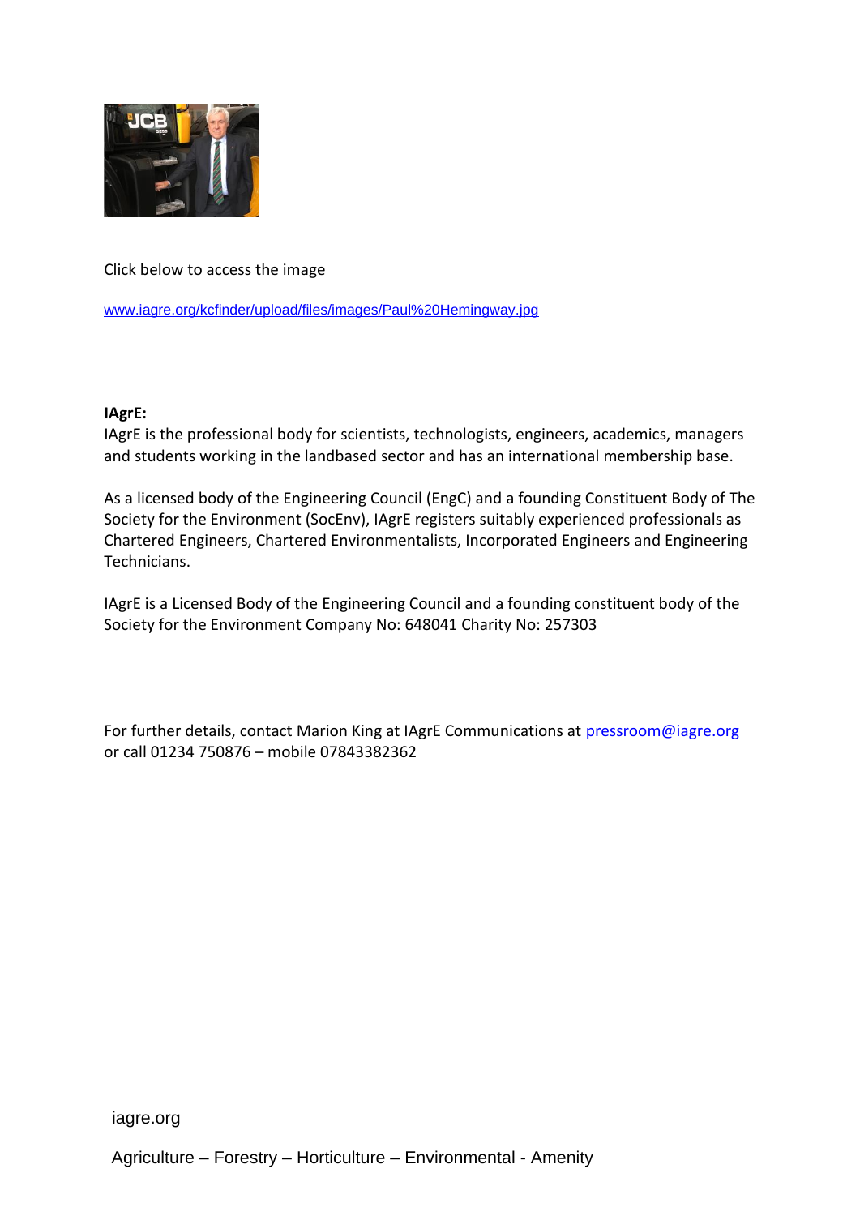Click below to access the image

www.iagre.org/kcfinder/upload/files/images/Paul%20Hemingway.jpg

**IAgrE:**
IAgrE is the professional body for scientists, technologists, engineers, academics, managers and students working in the landbased sector and has an international membership base.

As a licensed body of the Engineering Council (EngC) and a founding Constituent Body of The Society for the Environment (SocEnv), IAgrE registers suitably experienced professionals as Chartered Engineers, Chartered Environmentalists, Incorporated Engineers and Engineering Technicians.

IAgrE is a Licensed Body of the Engineering Council and a founding constituent body of the Society for the Environment Company No: 648041 Charity No: 257303

For further details, contact Marion King at IAgrE Communications at pressroom@iagre.org or call 01234 750876 – mobile 07843382362

iagre.org

Agriculture – Forestry – Horticulture – Environmental - Amenity